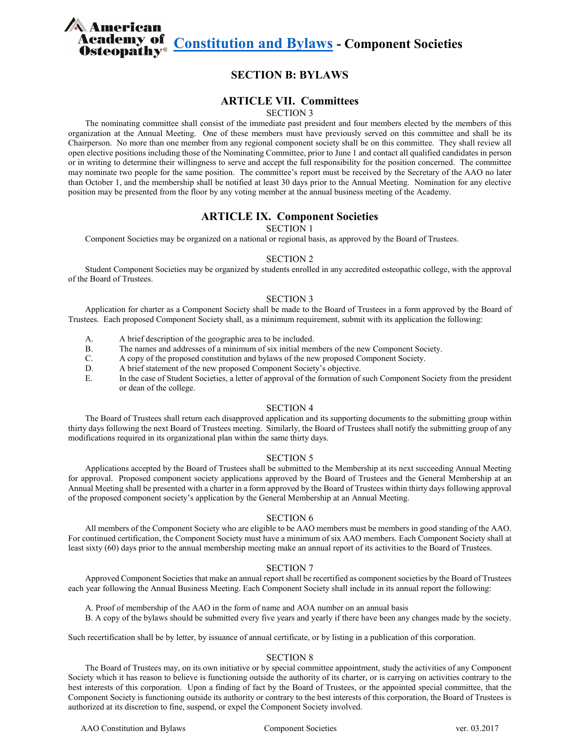# Constitution and Bylaws - Component Societies

## SECTION B: BYLAWS

### ARTICLE VII. Committees

SECTION 3

The nominating committee shall consist of the immediate past president and four members elected by the members of this organization at the Annual Meeting. One of these members must have previously served on this committee and shall be its Chairperson. No more than one member from any regional component society shall be on this committee. They shall review all open elective positions including those of the Nominating Committee, prior to June 1 and contact all qualified candidates in person or in writing to determine their willingness to serve and accept the full responsibility for the position concerned. The committee may nominate two people for the same position. The committee's report must be received by the Secretary of the AAO no later than October 1, and the membership shall be notified at least 30 days prior to the Annual Meeting. Nomination for any elective position may be presented from the floor by any voting member at the annual business meeting of the Academy.

### ARTICLE IX. Component Societies

SECTION 1

Component Societies may be organized on a national or regional basis, as approved by the Board of Trustees.

SECTION 2

Student Component Societies may be organized by students enrolled in any accredited osteopathic college, with the approval of the Board of Trustees.

SECTION 3

Application for charter as a Component Society shall be made to the Board of Trustees in a form approved by the Board of Trustees. Each proposed Component Society shall, as a minimum requirement, submit with its application the following:

- A. A brief description of the geographic area to be included.
- B. The names and addresses of a minimum of six initial members of the new Component Society.
- C. A copy of the proposed constitution and bylaws of the new proposed Component Society.
- D. A brief statement of the new proposed Component Society's objective.
- E. In the case of Student Societies, a letter of approval of the formation of such Component Society from the president or dean of the college.

SECTION 4

The Board of Trustees shall return each disapproved application and its supporting documents to the submitting group within thirty days following the next Board of Trustees meeting. Similarly, the Board of Trustees shall notify the submitting group of any modifications required in its organizational plan within the same thirty days.

SECTION 5

Applications accepted by the Board of Trustees shall be submitted to the Membership at its next succeeding Annual Meeting for approval. Proposed component society applications approved by the Board of Trustees and the General Membership at an Annual Meeting shall be presented with a charter in a form approved by the Board of Trustees within thirty days following approval of the proposed component society's application by the General Membership at an Annual Meeting.

SECTION 6

All members of the Component Society who are eligible to be AAO members must be members in good standing of the AAO. For continued certification, the Component Society must have a minimum of six AAO members. Each Component Society shall at least sixty (60) days prior to the annual membership meeting make an annual report of its activities to the Board of Trustees.

SECTION 7

Approved Component Societies that make an annual report shall be recertified as component societies by the Board of Trustees each year following the Annual Business Meeting. Each Component Society shall include in its annual report the following:

A. Proof of membership of the AAO in the form of name and AOA number on an annual basis
B. A copy of the bylaws should be submitted every five years and yearly if there have been any changes made by the society.

Such recertification shall be by letter, by issuance of annual certificate, or by listing in a publication of this corporation.

SECTION 8

The Board of Trustees may, on its own initiative or by special committee appointment, study the activities of any Component Society which it has reason to believe is functioning outside the authority of its charter, or is carrying on activities contrary to the best interests of this corporation. Upon a finding of fact by the Board of Trustees, or the appointed special committee, that the Component Society is functioning outside its authority or contrary to the best interests of this corporation, the Board of Trustees is authorized at its discretion to fine, suspend, or expel the Component Society involved.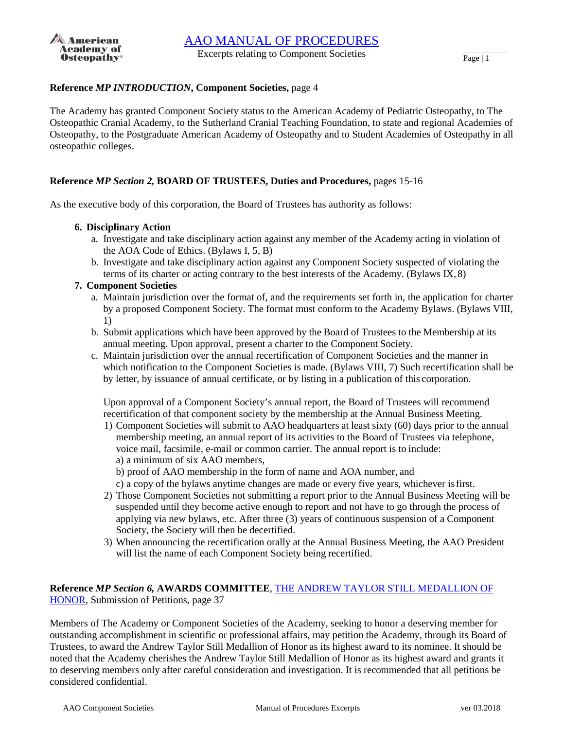**Reference *MP INTRODUCTION*, Component Societies,** page 4

The Academy has granted Component Society status to the American Academy of Pediatric Osteopathy, to The Osteopathic Cranial Academy, to the Sutherland Cranial Teaching Foundation, to state and regional Academies of Osteopathy, to the Postgraduate American Academy of Osteopathy and to Student Academies of Osteopathy in all osteopathic colleges.

**Reference *MP Section 2,* BOARD OF TRUSTEES, Duties and Procedures,** pages 15-16

As the executive body of this corporation, the Board of Trustees has authority as follows:

6. **Disciplinary Action**
   a. Investigate and take disciplinary action against any member of the Academy acting in violation of the AOA Code of Ethics. (Bylaws I, 5, B)
   b. Investigate and take disciplinary action against any Component Society suspected of violating the terms of its charter or acting contrary to the best interests of the Academy. (Bylaws IX, 8)
7. **Component Societies**
   a. Maintain jurisdiction over the format of, and the requirements set forth in, the application for charter by a proposed Component Society. The format must conform to the Academy Bylaws. (Bylaws VIII, 1)
   b. Submit applications which have been approved by the Board of Trustees to the Membership at its annual meeting. Upon approval, present a charter to the Component Society.
   c. Maintain jurisdiction over the annual recertification of Component Societies and the manner in which notification to the Component Societies is made. (Bylaws VIII, 7) Such recertification shall be by letter, by issuance of annual certificate, or by listing in a publication of this corporation.

      Upon approval of a Component Society's annual report, the Board of Trustees will recommend recertification of that component society by the membership at the Annual Business Meeting.
      1) Component Societies will submit to AAO headquarters at least sixty (60) days prior to the annual membership meeting, an annual report of its activities to the Board of Trustees via telephone, voice mail, facsimile, e-mail or common carrier. The annual report is to include:
         a) a minimum of six AAO members,
         b) proof of AAO membership in the form of name and AOA number, and
         c) a copy of the bylaws anytime changes are made or every five years, whichever is first.
      2) Those Component Societies not submitting a report prior to the Annual Business Meeting will be suspended until they become active enough to report and not have to go through the process of applying via new bylaws, etc. After three (3) years of continuous suspension of a Component Society, the Society will then be decertified.
      3) When announcing the recertification orally at the Annual Business Meeting, the AAO President will list the name of each Component Society being recertified.

**Reference *MP Section 6,* AWARDS COMMITTEE**, THE ANDREW TAYLOR STILL MEDALLION OF HONOR, Submission of Petitions, page 37

Members of The Academy or Component Societies of the Academy, seeking to honor a deserving member for outstanding accomplishment in scientific or professional affairs, may petition the Academy, through its Board of Trustees, to award the Andrew Taylor Still Medallion of Honor as its highest award to its nominee. It should be noted that the Academy cherishes the Andrew Taylor Still Medallion of Honor as its highest award and grants it to deserving members only after careful consideration and investigation. It is recommended that all petitions be considered confidential.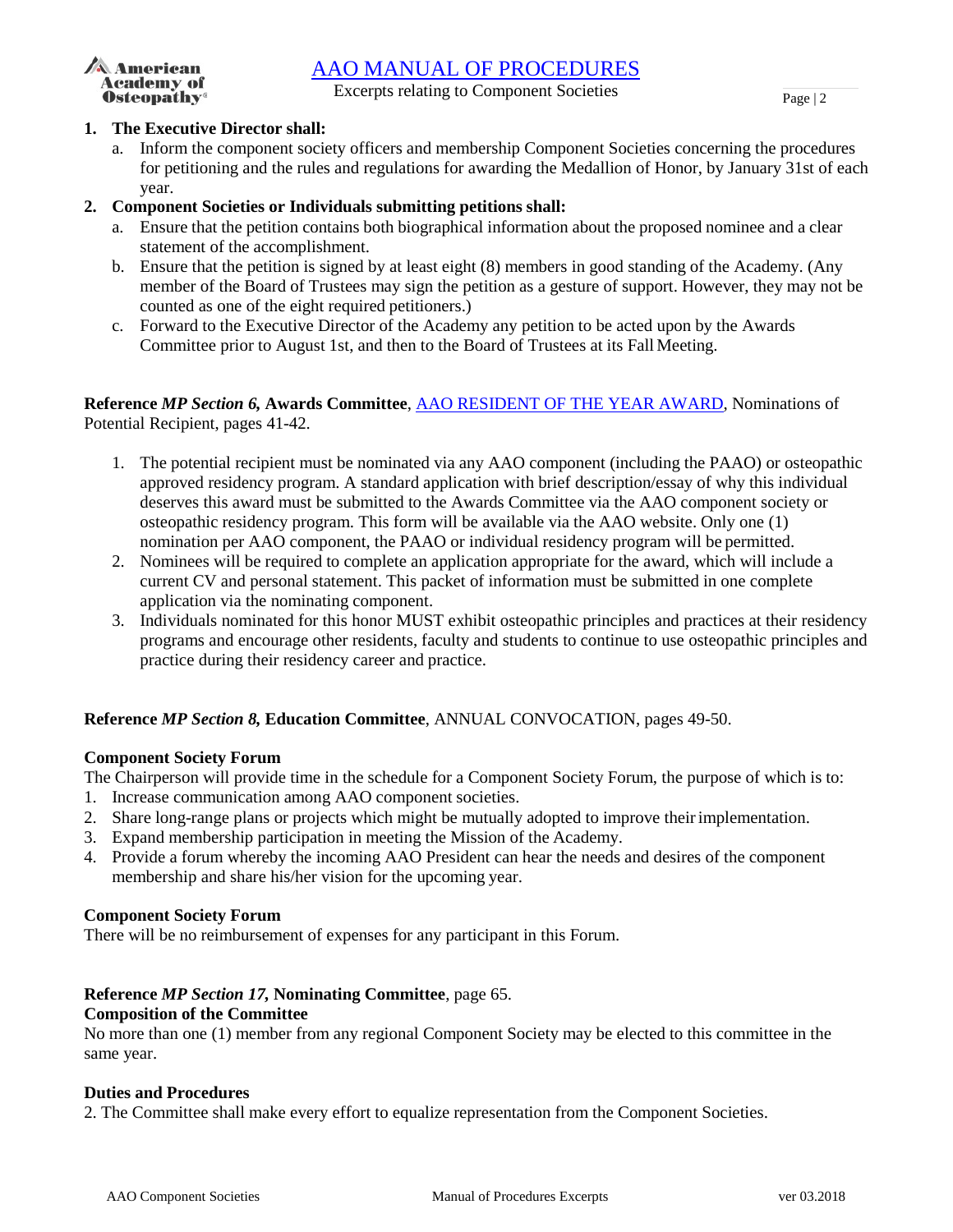1. **The Executive Director shall:**
   a. Inform the component society officers and membership Component Societies concerning the procedures for petitioning and the rules and regulations for awarding the Medallion of Honor, by January 31st of each year.
2. **Component Societies or Individuals submitting petitions shall:**
   a. Ensure that the petition contains both biographical information about the proposed nominee and a clear statement of the accomplishment.
   b. Ensure that the petition is signed by at least eight (8) members in good standing of the Academy. (Any member of the Board of Trustees may sign the petition as a gesture of support. However, they may not be counted as one of the eight required petitioners.)
   c. Forward to the Executive Director of the Academy any petition to be acted upon by the Awards Committee prior to August 1st, and then to the Board of Trustees at its Fall Meeting.

**Reference *MP Section 6,* Awards Committee**, AAO RESIDENT OF THE YEAR AWARD, Nominations of Potential Recipient, pages 41-42.

1. The potential recipient must be nominated via any AAO component (including the PAAO) or osteopathic approved residency program. A standard application with brief description/essay of why this individual deserves this award must be submitted to the Awards Committee via the AAO component society or osteopathic residency program. This form will be available via the AAO website. Only one (1) nomination per AAO component, the PAAO or individual residency program will be permitted.
2. Nominees will be required to complete an application appropriate for the award, which will include a current CV and personal statement. This packet of information must be submitted in one complete application via the nominating component.
3. Individuals nominated for this honor MUST exhibit osteopathic principles and practices at their residency programs and encourage other residents, faculty and students to continue to use osteopathic principles and practice during their residency career and practice.

**Reference *MP Section 8,* Education Committee**, ANNUAL CONVOCATION, pages 49-50.

**Component Society Forum**

The Chairperson will provide time in the schedule for a Component Society Forum, the purpose of which is to:

1. Increase communication among AAO component societies.
2. Share long-range plans or projects which might be mutually adopted to improve their implementation.
3. Expand membership participation in meeting the Mission of the Academy.
4. Provide a forum whereby the incoming AAO President can hear the needs and desires of the component membership and share his/her vision for the upcoming year.

**Component Society Forum**

There will be no reimbursement of expenses for any participant in this Forum.

**Reference *MP Section 17,* Nominating Committee**, page 65.

**Composition of the Committee**

No more than one (1) member from any regional Component Society may be elected to this committee in the same year.

**Duties and Procedures**

2. The Committee shall make every effort to equalize representation from the Component Societies.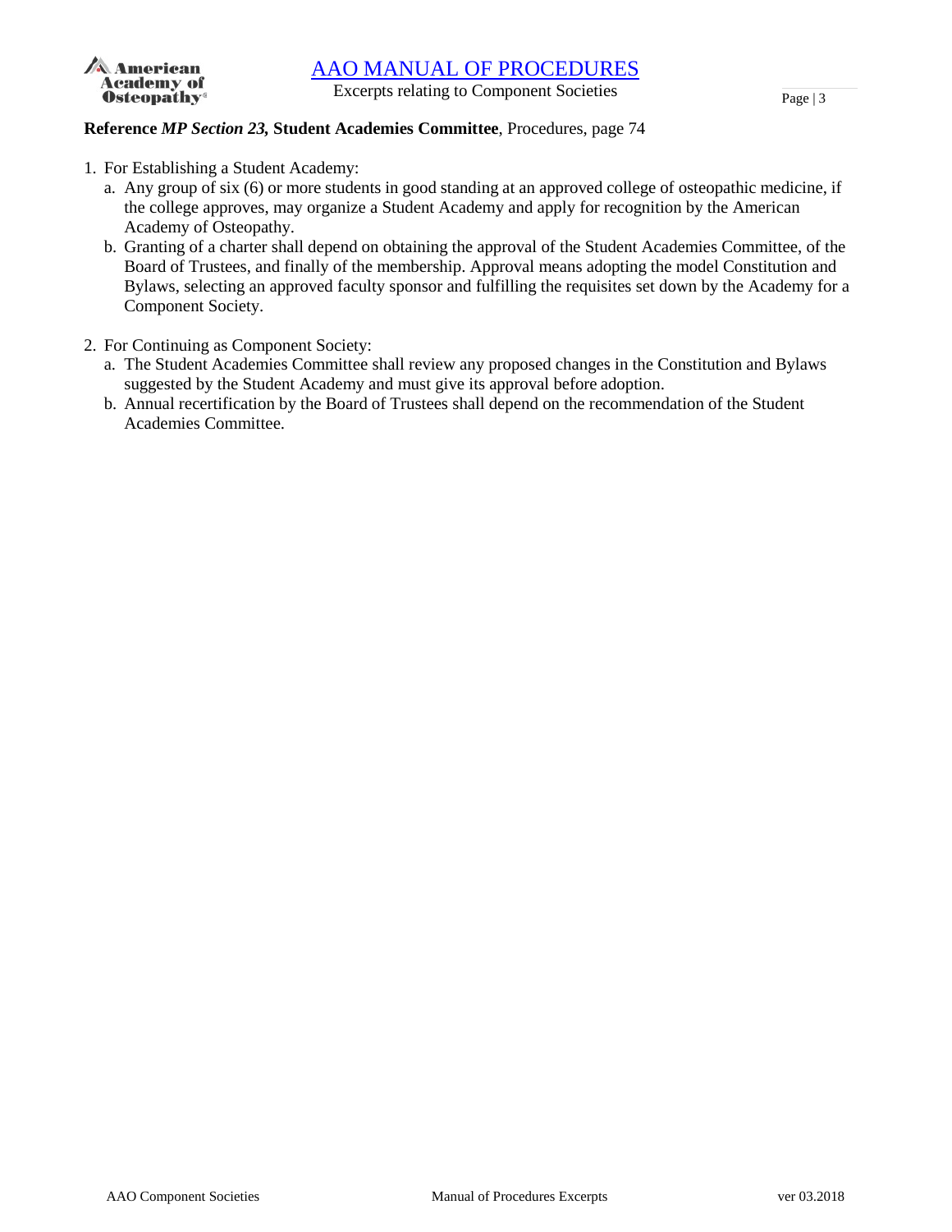**Reference *MP Section 23,* Student Academies Committee**, Procedures, page 74

1. For Establishing a Student Academy:
   a. Any group of six (6) or more students in good standing at an approved college of osteopathic medicine, if the college approves, may organize a Student Academy and apply for recognition by the American Academy of Osteopathy.
   b. Granting of a charter shall depend on obtaining the approval of the Student Academies Committee, of the Board of Trustees, and finally of the membership. Approval means adopting the model Constitution and Bylaws, selecting an approved faculty sponsor and fulfilling the requisites set down by the Academy for a Component Society.

2. For Continuing as Component Society:
   a. The Student Academies Committee shall review any proposed changes in the Constitution and Bylaws suggested by the Student Academy and must give its approval before adoption.
   b. Annual recertification by the Board of Trustees shall depend on the recommendation of the Student Academies Committee.